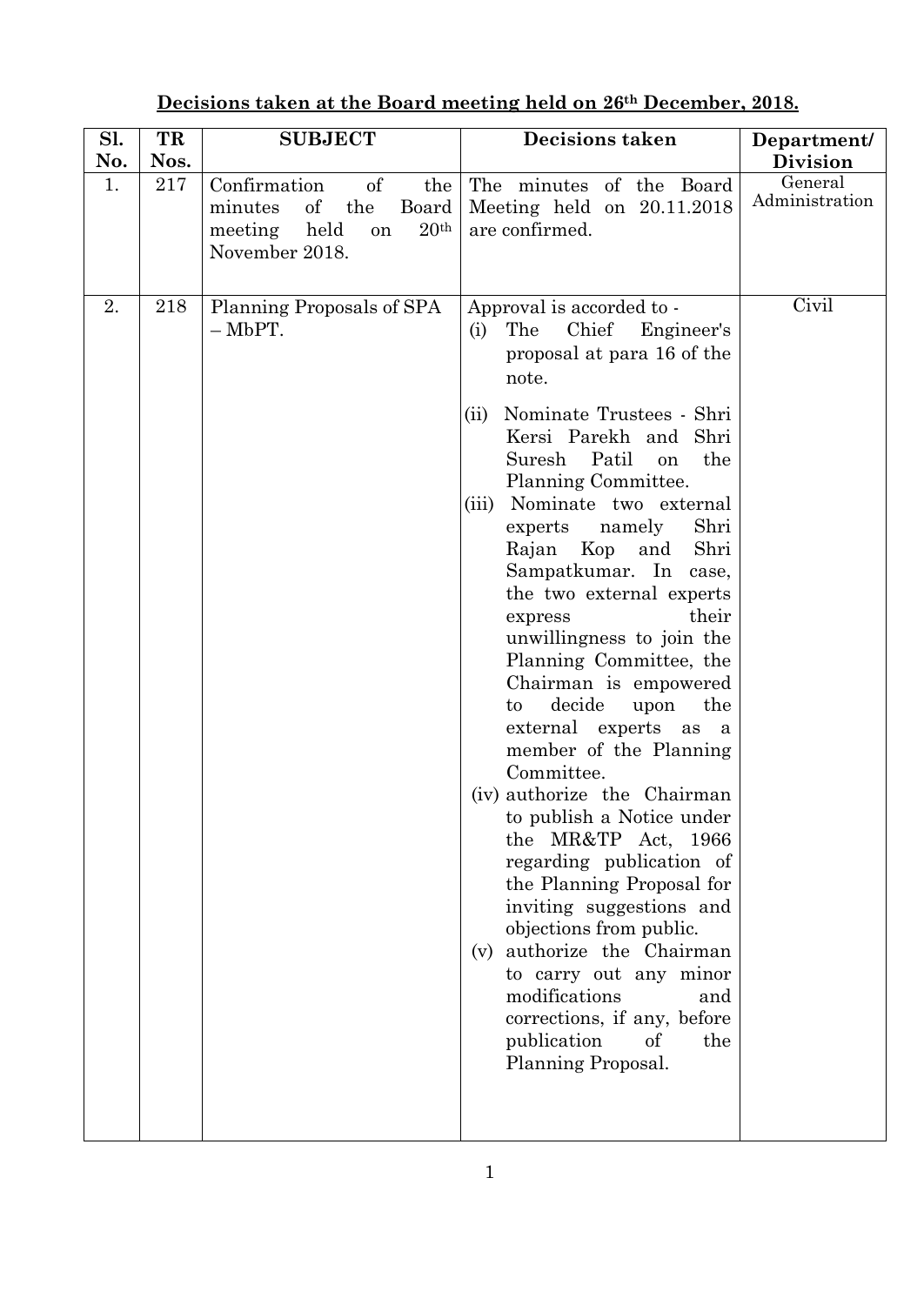**Decisions taken at the Board meeting held on 26th December, 2018.**

| Sl. No. | TR Nos. | SUBJECT | Decisions taken | Department/ Division |
|---|---|---|---|---|
| 1. | 217 | Confirmation of the minutes of the Board meeting held on 20th November 2018. | The minutes of the Board Meeting held on 20.11.2018 are confirmed. | General Administration |
| 2. | 218 | Planning Proposals of SPA – MbPT. | Approval is accorded to -<br>(i) The Chief Engineer's proposal at para 16 of the note.<br>(ii) Nominate Trustees - Shri Kersi Parekh and Shri Suresh Patil on the Planning Committee.<br>(iii) Nominate two external experts namely Shri Rajan Kop and Shri Sampatkumar. In case, the two external experts express their unwillingness to join the Planning Committee, the Chairman is empowered to decide upon the external experts as a member of the Planning Committee.<br>(iv) authorize the Chairman to publish a Notice under the MR&TP Act, 1966 regarding publication of the Planning Proposal for inviting suggestions and objections from public.<br>(v) authorize the Chairman to carry out any minor modifications and corrections, if any, before publication of the Planning Proposal. | Civil |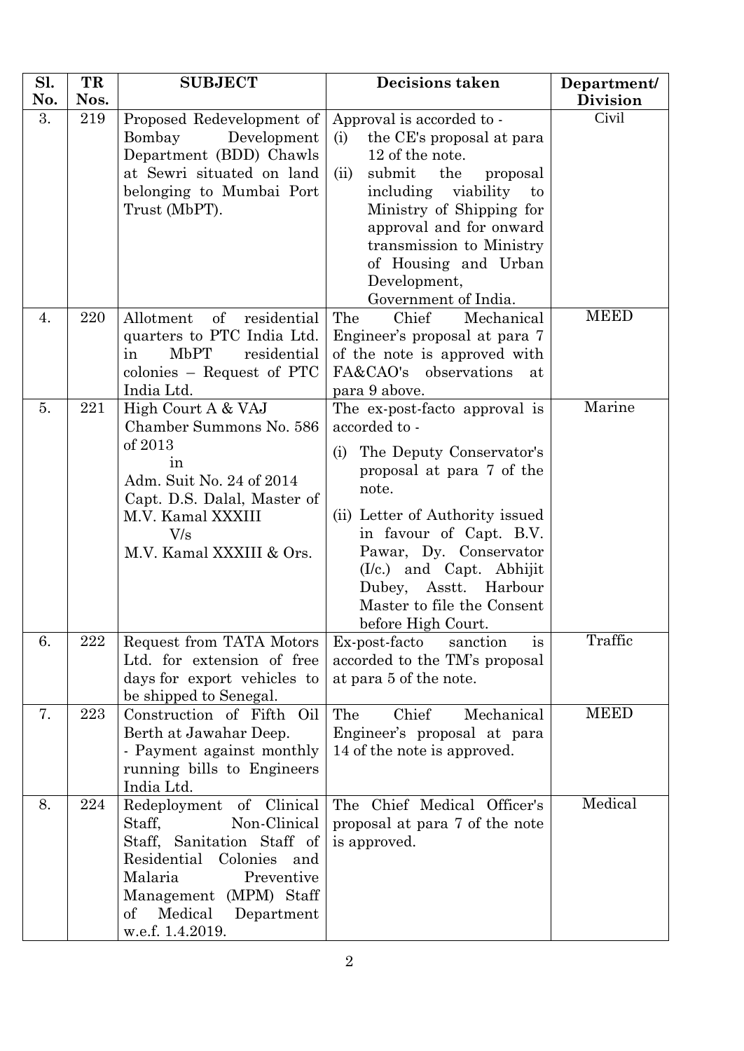| Sl. No. | TR Nos. | SUBJECT | Decisions taken | Department/ Division |
|---|---|---|---|---|
| 3. | 219 | Proposed Redevelopment of Bombay Development Department (BDD) Chawls at Sewri situated on land belonging to Mumbai Port Trust (MbPT). | Approval is accorded to - (i) the CE's proposal at para 12 of the note. (ii) submit the proposal including viability to Ministry of Shipping for approval and for onward transmission to Ministry of Housing and Urban Development, Government of India. | Civil |
| 4. | 220 | Allotment of residential quarters to PTC India Ltd. in MbPT residential colonies – Request of PTC India Ltd. | The Chief Mechanical Engineer's proposal at para 7 of the note is approved with FA&CAO's observations at para 9 above. | MEED |
| 5. | 221 | High Court A & VAJ Chamber Summons No. 586 of 2013 in Adm. Suit No. 24 of 2014 Capt. D.S. Dalal, Master of M.V. Kamal XXXIII V/s M.V. Kamal XXXIII & Ors. | The ex-post-facto approval is accorded to - (i) The Deputy Conservator's proposal at para 7 of the note. (ii) Letter of Authority issued in favour of Capt. B.V. Pawar, Dy. Conservator (I/c.) and Capt. Abhijit Dubey, Asstt. Harbour Master to file the Consent before High Court. | Marine |
| 6. | 222 | Request from TATA Motors Ltd. for extension of free days for export vehicles to be shipped to Senegal. | Ex-post-facto sanction is accorded to the TM's proposal at para 5 of the note. | Traffic |
| 7. | 223 | Construction of Fifth Oil Berth at Jawahar Deep. - Payment against monthly running bills to Engineers India Ltd. | The Chief Mechanical Engineer's proposal at para 14 of the note is approved. | MEED |
| 8. | 224 | Redeployment of Clinical Staff, Non-Clinical Staff, Sanitation Staff of Residential Colonies and Malaria Preventive Management (MPM) Staff of Medical Department w.e.f. 1.4.2019. | The Chief Medical Officer's proposal at para 7 of the note is approved. | Medical |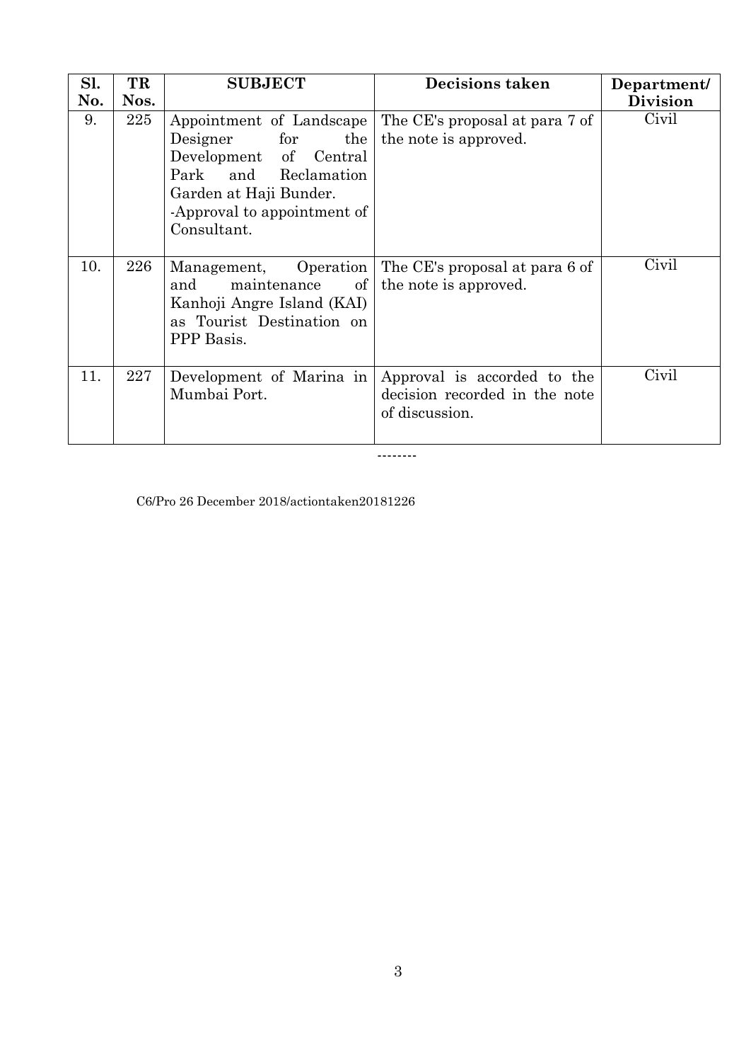| Sl. No. | TR Nos. | SUBJECT | Decisions taken | Department/ Division |
|---|---|---|---|---|
| 9. | 225 | Appointment of Landscape Designer for the Development of Central Park and Reclamation Garden at Haji Bunder.<br>-Approval to appointment of Consultant. | The CE's proposal at para 7 of the note is approved. | Civil |
| 10. | 226 | Management, Operation and maintenance of Kanhoji Angre Island (KAI) as Tourist Destination on PPP Basis. | The CE's proposal at para 6 of the note is approved. | Civil |
| 11. | 227 | Development of Marina in Mumbai Port. | Approval is accorded to the decision recorded in the note of discussion. | Civil |

--------

C6/Pro 26 December 2018/actiontaken20181226